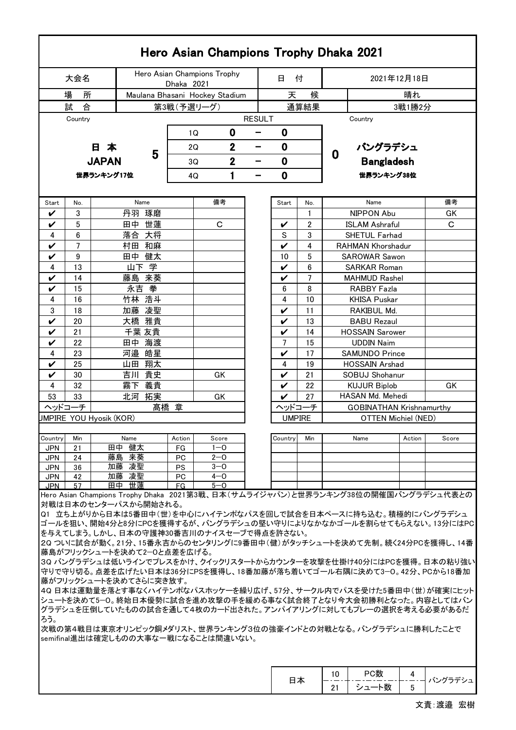# Hero Asian Champions Trophy Dhaka 2021

| 大会名 | Hero Asian Champions Trophy Dhaka 2021 | 日　付 | 2021年12月18日 |
|---|---|---|---|
| 場　所 | Maulana Bhasani Hockey Stadium | 天　候 | 晴れ |
| 試　合 | 第3戦（予選リーグ） | 通算結果 | 3戦1勝2分 |

**RESULT**

| Country | | | | | | Country |
|---|---|---|---|---|---|---|
| 日本 JAPAN 世界ランキング17位 | 5 | 1Q | 0 | − | 0 | 0 | バングラデシュ Bangladesh 世界ランキング38位 |
| | | 2Q | 2 | − | 0 | | |
| | | 3Q | 2 | − | 0 | | |
| | | 4Q | 1 | − | 0 | | |

| Start | No. | Name | 備考 | Start | No. | Name | 備考 |
|---|---|---|---|---|---|---|---|
| ✔ | 3 | 丹羽 琢磨 | | | 1 | NIPPON Abu | GK |
| ✔ | 5 | 田中 世蓮 | C | ✔ | 2 | ISLAM Ashraful | C |
| 4 | 6 | 落合 大将 | | S | 3 | SHETUL Farhad | |
| ✔ | 7 | 村田 和麻 | | ✔ | 4 | RAHMAN Khorshadur | |
| ✔ | 9 | 田中 健太 | | 10 | 5 | SAROWAR Sawon | |
| 4 | 13 | 山下 学 | | ✔ | 6 | SARKAR Roman | |
| ✔ | 14 | 藤島 来葵 | | ✔ | 7 | MAHMUD Rashel | |
| ✔ | 15 | 永吉 拳 | | 6 | 8 | RABBY Fazla | |
| 4 | 16 | 竹林 浩斗 | | 4 | 10 | KHISA Puskar | |
| 3 | 18 | 加藤 凌聖 | | ✔ | 11 | RAKIBUL Md. | |
| ✔ | 20 | 大橋 雅貴 | | ✔ | 13 | BABU Rezaul | |
| ✔ | 21 | 千葉 友貴 | | ✔ | 14 | HOSSAIN Sarower | |
| ✔ | 22 | 田中 海渡 | | 7 | 15 | UDDIN Naim | |
| 4 | 23 | 河邉 皓星 | | ✔ | 17 | SAMUNDO Prince | |
| ✔ | 25 | 山田 翔太 | | 4 | 19 | HOSSAIN Arshad | |
| ✔ | 30 | 吉川 貴史 | GK | ✔ | 21 | SOBUJ Shohanur | |
| 4 | 32 | 霧下 義貴 | | ✔ | 22 | KUJUR Biplob | GK |
| 53 | 33 | 北河 拓実 | GK | ✔ | 27 | HASAN Md. Mehedi | |
| ヘッドコーチ | | 髙橋 章 | | ヘッドコーチ | | GOBINATHAN Krishnamurthy | |
| UMPIRE YOU Hyosik (KOR) | | | | UMPIRE | | OTTEN Michiel (NED) | |

| Country | Min | Name | Action | Score | Country | Min | Name | Action | Score |
|---|---|---|---|---|---|---|---|---|---|
| JPN | 21 | 田中 健太 | FG | 1−0 | | | | | |
| JPN | 24 | 藤島 来葵 | PC | 2−0 | | | | | |
| JPN | 36 | 加藤 凌聖 | PS | 3−0 | | | | | |
| JPN | 42 | 加藤 凌聖 | PC | 4−0 | | | | | |
| JPN | 57 | 田中 世蓮 | FG | 5−0 | | | | | |

Hero Asian Champions Trophy Dhaka 2021第3戦、日本（サムライジャパン）と世界ランキング38位の開催国バングラデシュ代表との対戦は日本のセンターパスから開始される。

Q1 立ち上がりから日本は5番田中（世）を中心にハイテンポなパスを回して試合を日本ペースに持ち込む。積極的にバングラデシュゴールを狙い、開始4分と8分にPCを獲得するが、バングラデシュの堅い守りによりなかなかゴールを割らせてもらえない。13分にはPCを与えてしまう。しかし、日本の守護神30番吉川のナイスセーブで得点を許さない。

2Q ついに試合が動く。21分、15番永吉からのセンタリングに9番田中（健）がタッチシュートを決めて先制。続く24分PCを獲得し、14番藤島がフリックシュートを決めて2−0と点差を広げる。

3Q バングラデシュは低いラインでプレスをかけ、クイックリスタートからカウンターを攻撃を仕掛け40分にはPCを獲得。日本の粘り強い守りで守り切る。点差を広げたい日本は36分にPSを獲得し、18番加藤が落ち着いてゴール右隅に決めて3−0。42分、PCから18番加藤がフリックシュートを決めてさらに突き放す。

4Q 日本は運動量を落とす事なくハイテンポなパスホッケーを繰り広げ、57分、サークル内でパスを受けた5番田中（世）が確実にヒットシュートを決めて5−0。終始日本優勢に試合を進め攻撃の手を緩める事なく試合終了となり今大会初勝利となった。内容としてはバングラデシュを圧倒していたものの試合を通して4枚のカード出された。アンパイアリングに対してもプレーの選択を考える必要があるだろう。

次戦の第4戦目は東京オリンピック銅メダリスト、世界ランキング3位の強豪インドとの対戦となる。バングラデシュに勝利したことでsemifinal進出は確定しものの大事な一戦になることは間違いない。

| 日本 | | | | バングラデシュ |
|---|---|---|---|---|
| | 10 | PC数 | 4 | |
| | 21 | シュート数 | 5 | |

文責：渡邉 宏樹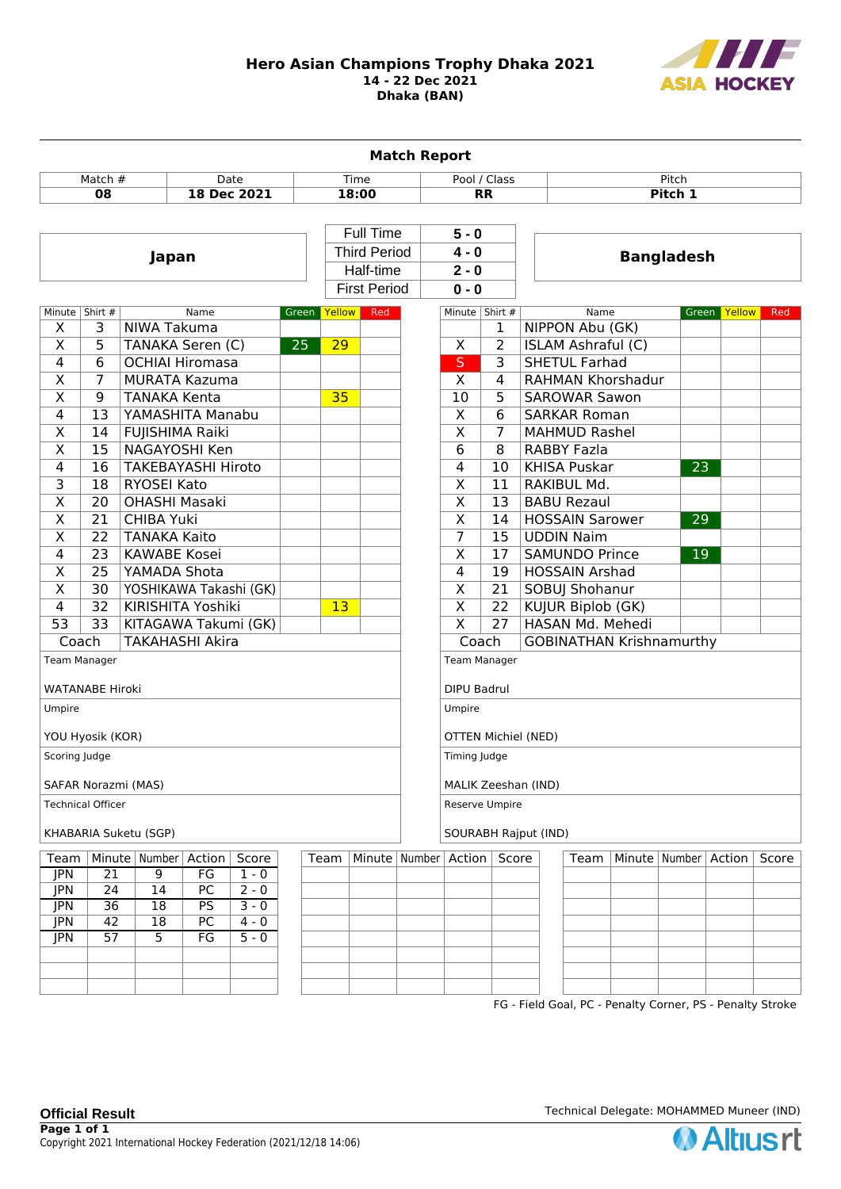# Hero Asian Champions Trophy Dhaka 2021

**14 - 22 Dec 2021**
**Dhaka (BAN)**

## Match Report

| Match # | Date | Time | Pool / Class | Pitch |
|---|---|---|---|---|
| **08** | **18 Dec 2021** | **18:00** | **RR** | **Pitch 1** |

| Japan | | | Bangladesh |
|---|---|---|---|
| | Full Time | **5 - 0** | |
| | Third Period | **4 - 0** | |
| | Half-time | **2 - 0** | |
| | First Period | **0 - 0** | |

### Japan

| Minute | Shirt # | Name | Green | Yellow | Red |
|---|---|---|---|---|---|
| X | 3 | NIWA Takuma | | | |
| X | 5 | TANAKA Seren (C) | 25 | 29 | |
| 4 | 6 | OCHIAI Hiromasa | | | |
| X | 7 | MURATA Kazuma | | | |
| X | 9 | TANAKA Kenta | | 35 | |
| 4 | 13 | YAMASHITA Manabu | | | |
| X | 14 | FUJISHIMA Raiki | | | |
| X | 15 | NAGAYOSHI Ken | | | |
| 4 | 16 | TAKEBAYASHI Hiroto | | | |
| 3 | 18 | RYOSEI Kato | | | |
| X | 20 | OHASHI Masaki | | | |
| X | 21 | CHIBA Yuki | | | |
| X | 22 | TANAKA Kaito | | | |
| 4 | 23 | KAWABE Kosei | | | |
| X | 25 | YAMADA Shota | | | |
| X | 30 | YOSHIKAWA Takashi (GK) | | | |
| 4 | 32 | KIRISHITA Yoshiki | | 13 | |
| 53 | 33 | KITAGAWA Takumi (GK) | | | |
| Coach | | TAKAHASHI Akira | | | |

Team Manager

WATANABE Hiroki

Umpire

YOU Hyosik (KOR)

Scoring Judge

SAFAR Norazmi (MAS)

Technical Officer

KHABARIA Suketu (SGP)

### Bangladesh

| Minute | Shirt # | Name | Green | Yellow | Red |
|---|---|---|---|---|---|
| | 1 | NIPPON Abu (GK) | | | |
| X | 2 | ISLAM Ashraful (C) | | | |
| S | 3 | SHETUL Farhad | | | |
| X | 4 | RAHMAN Khorshadur | | | |
| 10 | 5 | SAROWAR Sawon | | | |
| X | 6 | SARKAR Roman | | | |
| X | 7 | MAHMUD Rashel | | | |
| 6 | 8 | RABBY Fazla | | | |
| 4 | 10 | KHISA Puskar | 23 | | |
| X | 11 | RAKIBUL Md. | | | |
| X | 13 | BABU Rezaul | | | |
| X | 14 | HOSSAIN Sarower | 29 | | |
| 7 | 15 | UDDIN Naim | | | |
| X | 17 | SAMUNDO Prince | 19 | | |
| 4 | 19 | HOSSAIN Arshad | | | |
| X | 21 | SOBUJ Shohanur | | | |
| X | 22 | KUJUR Biplob (GK) | | | |
| X | 27 | HASAN Md. Mehedi | | | |
| Coach | | GOBINATHAN Krishnamurthy | | | |

Team Manager

DIPU Badrul

Umpire

OTTEN Michiel (NED)

Timing Judge

MALIK Zeeshan (IND)

Reserve Umpire

SOURABH Rajput (IND)

### Goals

| Team | Minute | Number | Action | Score |
|---|---|---|---|---|
| JPN | 21 | 9 | FG | 1 - 0 |
| JPN | 24 | 14 | PC | 2 - 0 |
| JPN | 36 | 18 | PS | 3 - 0 |
| JPN | 42 | 18 | PC | 4 - 0 |
| JPN | 57 | 5 | FG | 5 - 0 |

FG - Field Goal, PC - Penalty Corner, PS - Penalty Stroke

**Official Result**

Technical Delegate: MOHAMMED Muneer (IND)

Copyright 2021 International Hockey Federation (2021/12/18 14:06)